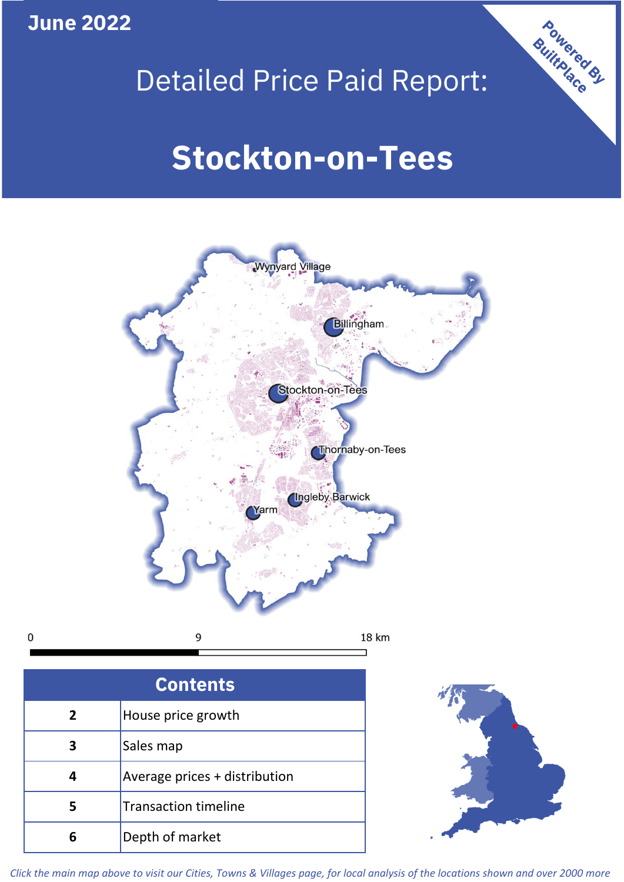**June 2022**

Powered By BuiltPlace

# Detailed Price Paid Report:

# Stockton-on-Tees

Wynyard Village

Billingham

Stockton-on-Tees

Thornaby-on-Tees

Ingleby Barwick

Yarm

0 9 18 km

| Contents | |
|---|---|
| 2 | House price growth |
| 3 | Sales map |
| 4 | Average prices + distribution |
| 5 | Transaction timeline |
| 6 | Depth of market |

*Click the main map above to visit our Cities, Towns & Villages page, for local analysis of the locations shown and over 2000 more*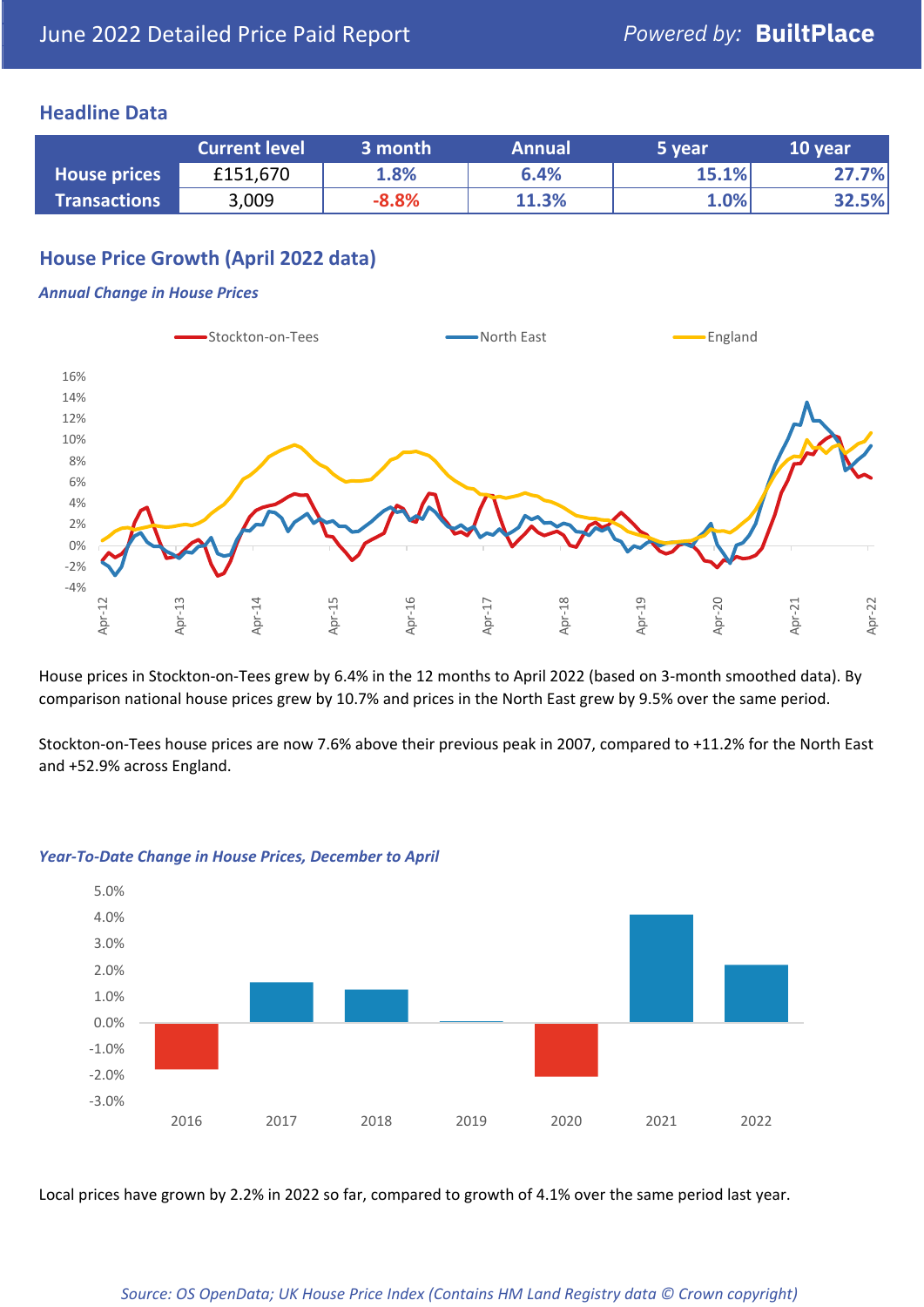June 2022 Detailed Price Paid Report

Powered by: **BuiltPlace**

## Headline Data

| | Current level | 3 month | Annual | 5 year | 10 year |
|---|---|---|---|---|---|
| **House prices** | £151,670 | 1.8% | 6.4% | 15.1% | 27.7% |
| **Transactions** | 3,009 | -8.8% | 11.3% | 1.0% | 32.5% |

## House Price Growth (April 2022 data)

***Annual Change in House Prices***

House prices in Stockton-on-Tees grew by 6.4% in the 12 months to April 2022 (based on 3-month smoothed data). By comparison national house prices grew by 10.7% and prices in the North East grew by 9.5% over the same period.

Stockton-on-Tees house prices are now 7.6% above their previous peak in 2007, compared to +11.2% for the North East and +52.9% across England.

***Year-To-Date Change in House Prices, December to April***

Local prices have grown by 2.2% in 2022 so far, compared to growth of 4.1% over the same period last year.

*Source: OS OpenData; UK House Price Index (Contains HM Land Registry data © Crown copyright)*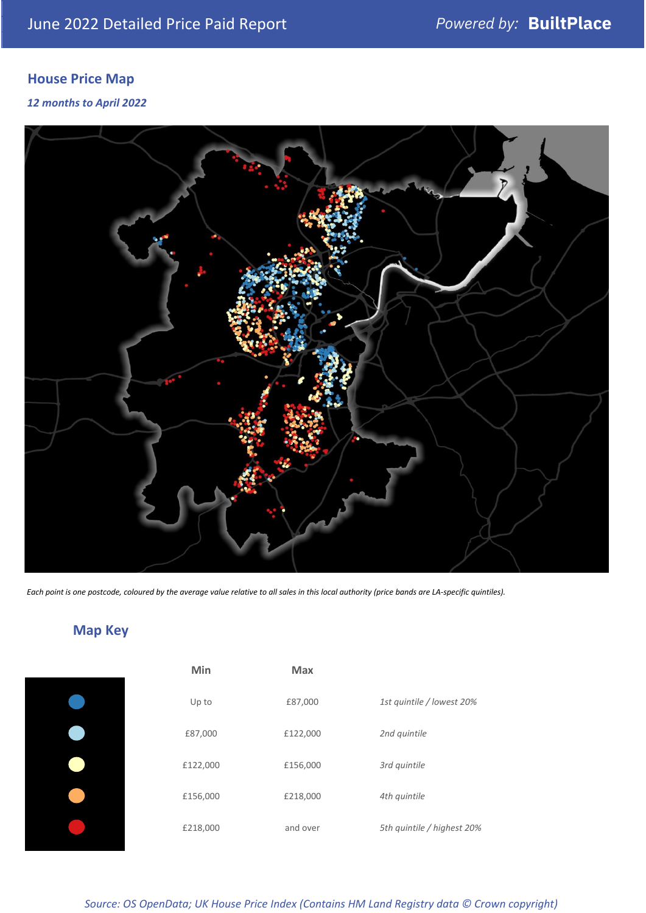## House Price Map

*12 months to April 2022*

*Each point is one postcode, coloured by the average value relative to all sales in this local authority (price bands are LA-specific quintiles).*

## Map Key

| | Min | Max | |
|---|---|---|---|
| | Up to | £87,000 | *1st quintile / lowest 20%* |
| | £87,000 | £122,000 | *2nd quintile* |
| | £122,000 | £156,000 | *3rd quintile* |
| | £156,000 | £218,000 | *4th quintile* |
| | £218,000 | and over | *5th quintile / highest 20%* |

*Source: OS OpenData; UK House Price Index (Contains HM Land Registry data © Crown copyright)*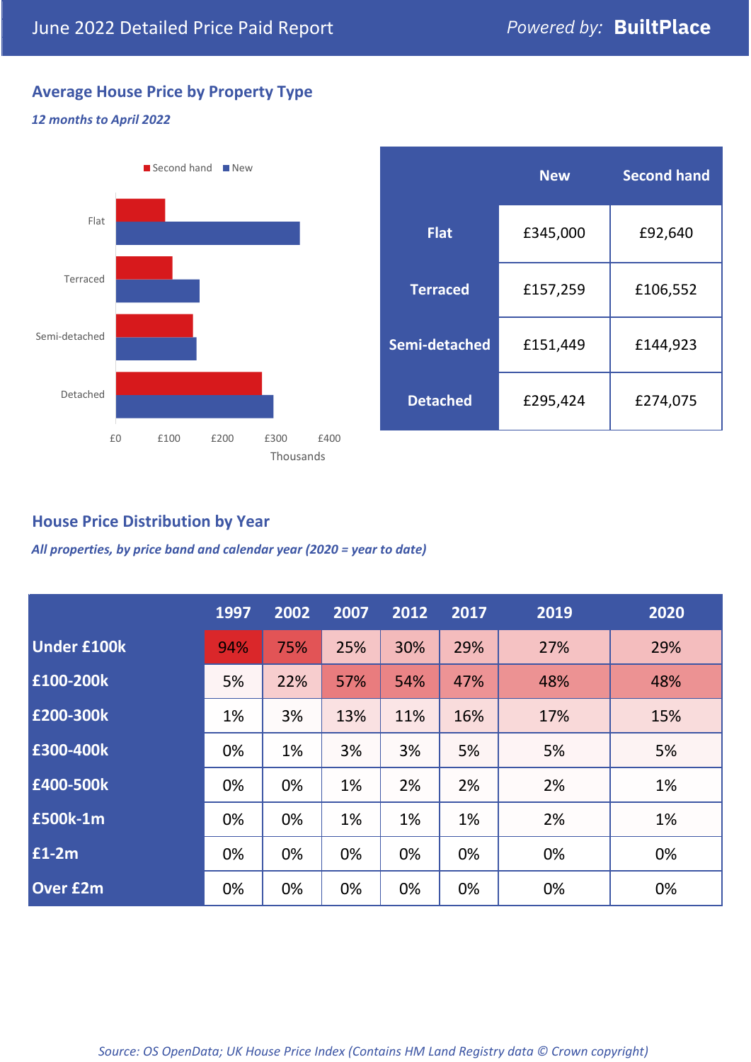## Average House Price by Property Type

*12 months to April 2022*

|  | New | Second hand |
|---|---|---|
| Flat | £345,000 | £92,640 |
| Terraced | £157,259 | £106,552 |
| Semi-detached | £151,449 | £144,923 |
| Detached | £295,424 | £274,075 |

## House Price Distribution by Year

*All properties, by price band and calendar year (2020 = year to date)*

|  | 1997 | 2002 | 2007 | 2012 | 2017 | 2019 | 2020 |
|---|---|---|---|---|---|---|---|
| Under £100k | 94% | 75% | 25% | 30% | 29% | 27% | 29% |
| £100-200k | 5% | 22% | 57% | 54% | 47% | 48% | 48% |
| £200-300k | 1% | 3% | 13% | 11% | 16% | 17% | 15% |
| £300-400k | 0% | 1% | 3% | 3% | 5% | 5% | 5% |
| £400-500k | 0% | 0% | 1% | 2% | 2% | 2% | 1% |
| £500k-1m | 0% | 0% | 1% | 1% | 1% | 2% | 1% |
| £1-2m | 0% | 0% | 0% | 0% | 0% | 0% | 0% |
| Over £2m | 0% | 0% | 0% | 0% | 0% | 0% | 0% |

*Source: OS OpenData; UK House Price Index (Contains HM Land Registry data © Crown copyright)*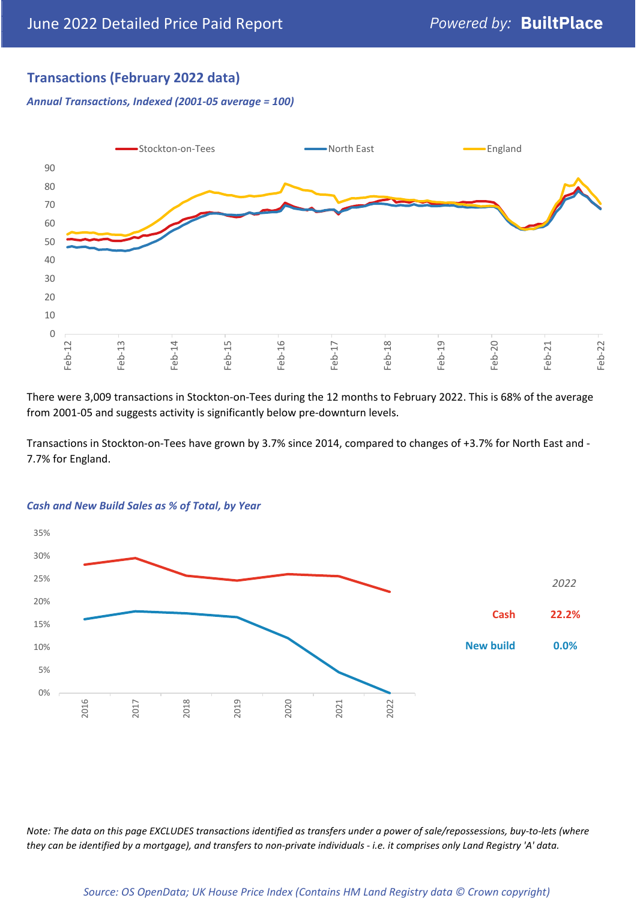## Transactions (February 2022 data)

*Annual Transactions, Indexed (2001-05 average = 100)*

There were 3,009 transactions in Stockton-on-Tees during the 12 months to February 2022. This is 68% of the average from 2001-05 and suggests activity is significantly below pre-downturn levels.

Transactions in Stockton-on-Tees have grown by 3.7% since 2014, compared to changes of +3.7% for North East and -7.7% for England.

*Cash and New Build Sales as % of Total, by Year*

| 2022 | |
|---|---|
| Cash | 22.2% |
| New build | 0.0% |

*Note: The data on this page EXCLUDES transactions identified as transfers under a power of sale/repossessions, buy-to-lets (where they can be identified by a mortgage), and transfers to non-private individuals - i.e. it comprises only Land Registry 'A' data.*

*Source: OS OpenData; UK House Price Index (Contains HM Land Registry data © Crown copyright)*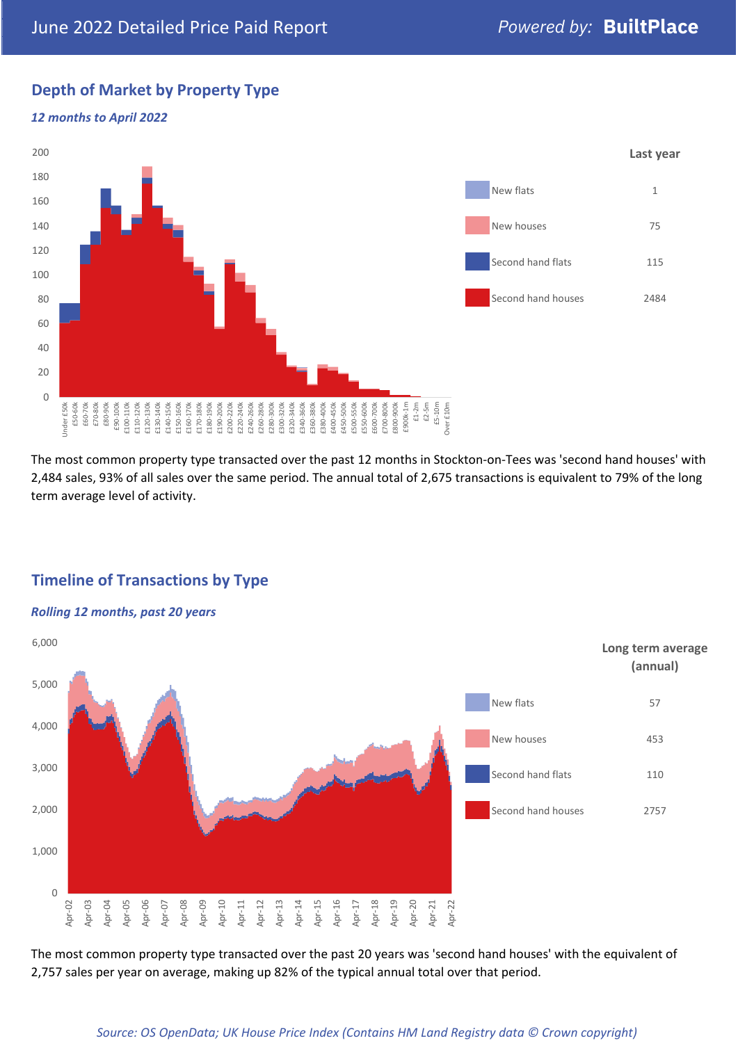June 2022 Detailed Price Paid Report

Powered by: **BuiltPlace**

## Depth of Market by Property Type

*12 months to April 2022*

200
180
160
140
120
100
80
60
40
20
0

Under £50k, £50-60k, £60-70k, £70-80k, £80-90k, £90-100k, £100-110k, £110-120k, £120-130k, £130-140k, £140-150k, £150-160k, £160-170k, £170-180k, £180-190k, £190-200k, £200-220k, £220-240k, £240-260k, £260-280k, £280-300k, £300-320k, £320-340k, £340-360k, £360-380k, £380-400k, £400-450k, £450-500k, £500-550k, £550-600k, £600-700k, £700-800k, £800-900k, £900k-1m, £1-2m, £2-5m, £5-10m, Over £10m

Last year

New flats 1

New houses 75

Second hand flats 115

Second hand houses 2484

The most common property type transacted over the past 12 months in Stockton-on-Tees was 'second hand houses' with 2,484 sales, 93% of all sales over the same period. The annual total of 2,675 transactions is equivalent to 79% of the long term average level of activity.

## Timeline of Transactions by Type

*Rolling 12 months, past 20 years*

6,000
5,000
4,000
3,000
2,000
1,000
0

Apr-02, Apr-03, Apr-04, Apr-05, Apr-06, Apr-07, Apr-08, Apr-09, Apr-10, Apr-11, Apr-12, Apr-13, Apr-14, Apr-15, Apr-16, Apr-17, Apr-18, Apr-19, Apr-20, Apr-21, Apr-22

Long term average (annual)

New flats 57

New houses 453

Second hand flats 110

Second hand houses 2757

The most common property type transacted over the past 20 years was 'second hand houses' with the equivalent of 2,757 sales per year on average, making up 82% of the typical annual total over that period.

*Source: OS OpenData; UK House Price Index (Contains HM Land Registry data © Crown copyright)*